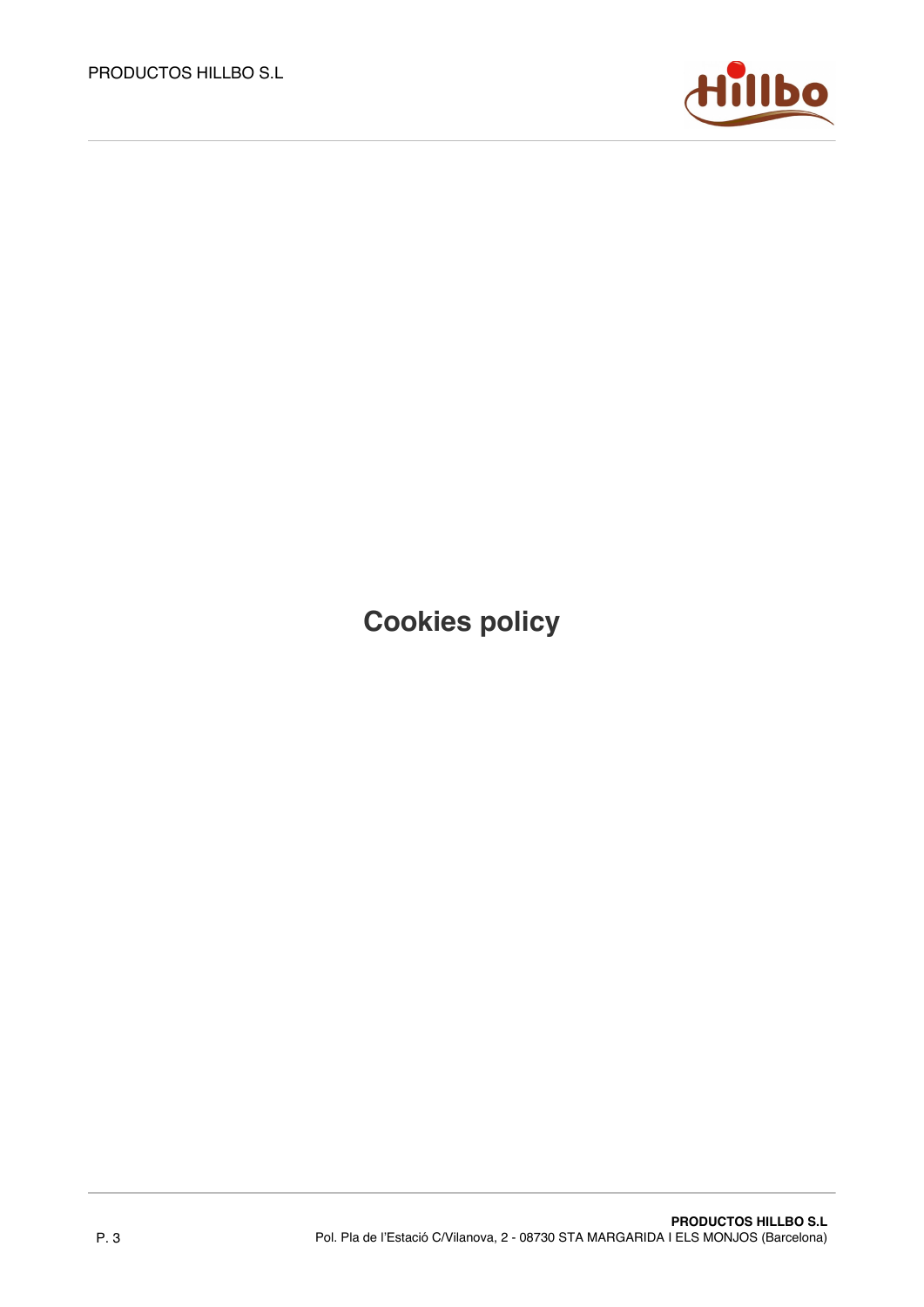# Cookies policy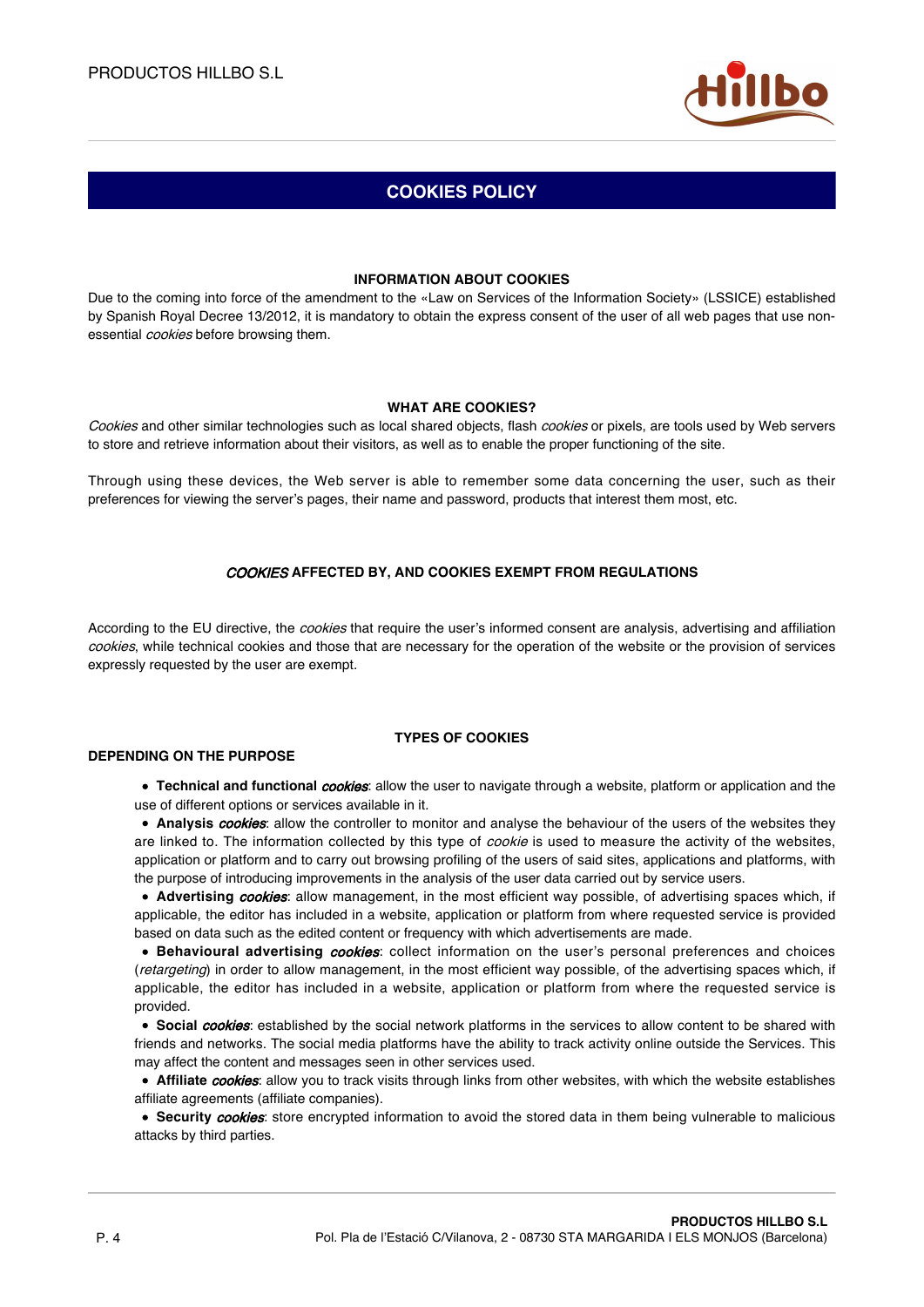# COOKIES POLICY

## INFORMATION ABOUT COOKIES

Due to the coming into force of the amendment to the «Law on Services of the Information Society» (LSSICE) established by Spanish Royal Decree 13/2012, it is mandatory to obtain the express consent of the user of all web pages that use non-essential *cookies* before browsing them.

## WHAT ARE COOKIES?

*Cookies* and other similar technologies such as local shared objects, flash *cookies* or pixels, are tools used by Web servers to store and retrieve information about their visitors, as well as to enable the proper functioning of the site.

Through using these devices, the Web server is able to remember some data concerning the user, such as their preferences for viewing the server's pages, their name and password, products that interest them most, etc.

## *COOKIES* AFFECTED BY, AND COOKIES EXEMPT FROM REGULATIONS

According to the EU directive, the *cookies* that require the user's informed consent are analysis, advertising and affiliation *cookies*, while technical cookies and those that are necessary for the operation of the website or the provision of services expressly requested by the user are exempt.

## TYPES OF COOKIES

### DEPENDING ON THE PURPOSE

- **Technical and functional *cookies***: allow the user to navigate through a website, platform or application and the use of different options or services available in it.
- **Analysis *cookies***: allow the controller to monitor and analyse the behaviour of the users of the websites they are linked to. The information collected by this type of *cookie* is used to measure the activity of the websites, application or platform and to carry out browsing profiling of the users of said sites, applications and platforms, with the purpose of introducing improvements in the analysis of the user data carried out by service users.
- **Advertising *cookies***: allow management, in the most efficient way possible, of advertising spaces which, if applicable, the editor has included in a website, application or platform from where requested service is provided based on data such as the edited content or frequency with which advertisements are made.
- **Behavioural advertising *cookies***: collect information on the user's personal preferences and choices (*retargeting*) in order to allow management, in the most efficient way possible, of the advertising spaces which, if applicable, the editor has included in a website, application or platform from where the requested service is provided.
- **Social *cookies***: established by the social network platforms in the services to allow content to be shared with friends and networks. The social media platforms have the ability to track activity online outside the Services. This may affect the content and messages seen in other services used.
- **Affiliate *cookies***: allow you to track visits through links from other websites, with which the website establishes affiliate agreements (affiliate companies).
- **Security *cookies***: store encrypted information to avoid the stored data in them being vulnerable to malicious attacks by third parties.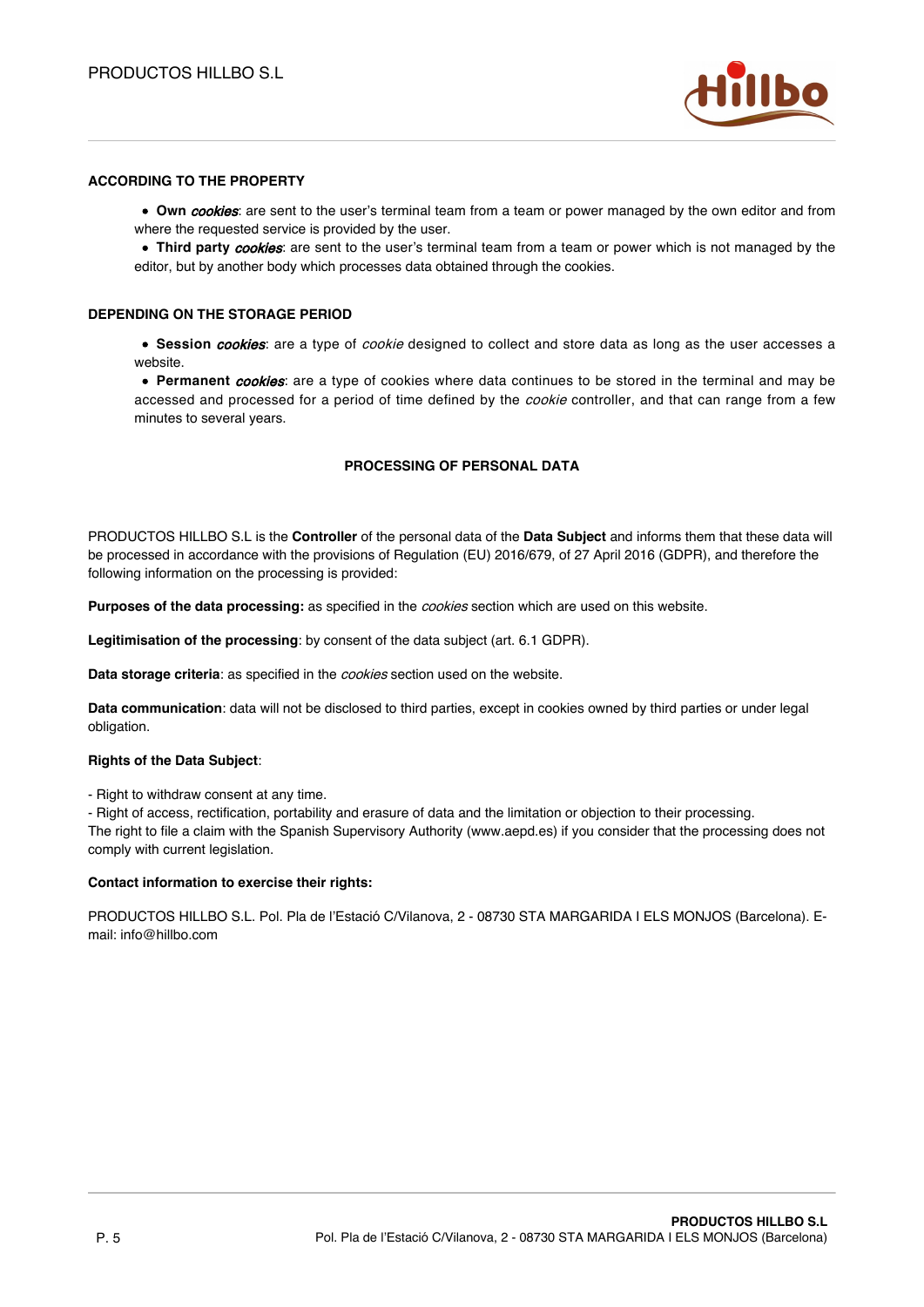**ACCORDING TO THE PROPERTY**

- **Own *cookies***: are sent to the user's terminal team from a team or power managed by the own editor and from where the requested service is provided by the user.
- **Third party *cookies***: are sent to the user's terminal team from a team or power which is not managed by the editor, but by another body which processes data obtained through the cookies.

**DEPENDING ON THE STORAGE PERIOD**

- **Session *cookies***: are a type of *cookie* designed to collect and store data as long as the user accesses a website.
- **Permanent *cookies***: are a type of cookies where data continues to be stored in the terminal and may be accessed and processed for a period of time defined by the *cookie* controller, and that can range from a few minutes to several years.

## PROCESSING OF PERSONAL DATA

PRODUCTOS HILLBO S.L is the **Controller** of the personal data of the **Data Subject** and informs them that these data will be processed in accordance with the provisions of Regulation (EU) 2016/679, of 27 April 2016 (GDPR), and therefore the following information on the processing is provided:

**Purposes of the data processing:** as specified in the *cookies* section which are used on this website.

**Legitimisation of the processing**: by consent of the data subject (art. 6.1 GDPR).

**Data storage criteria**: as specified in the *cookies* section used on the website.

**Data communication**: data will not be disclosed to third parties, except in cookies owned by third parties or under legal obligation.

**Rights of the Data Subject**:

- Right to withdraw consent at any time.
- Right of access, rectification, portability and erasure of data and the limitation or objection to their processing.

The right to file a claim with the Spanish Supervisory Authority (www.aepd.es) if you consider that the processing does not comply with current legislation.

**Contact information to exercise their rights:**

PRODUCTOS HILLBO S.L. Pol. Pla de l'Estació C/Vilanova, 2 - 08730 STA MARGARIDA I ELS MONJOS (Barcelona). E-mail: info@hillbo.com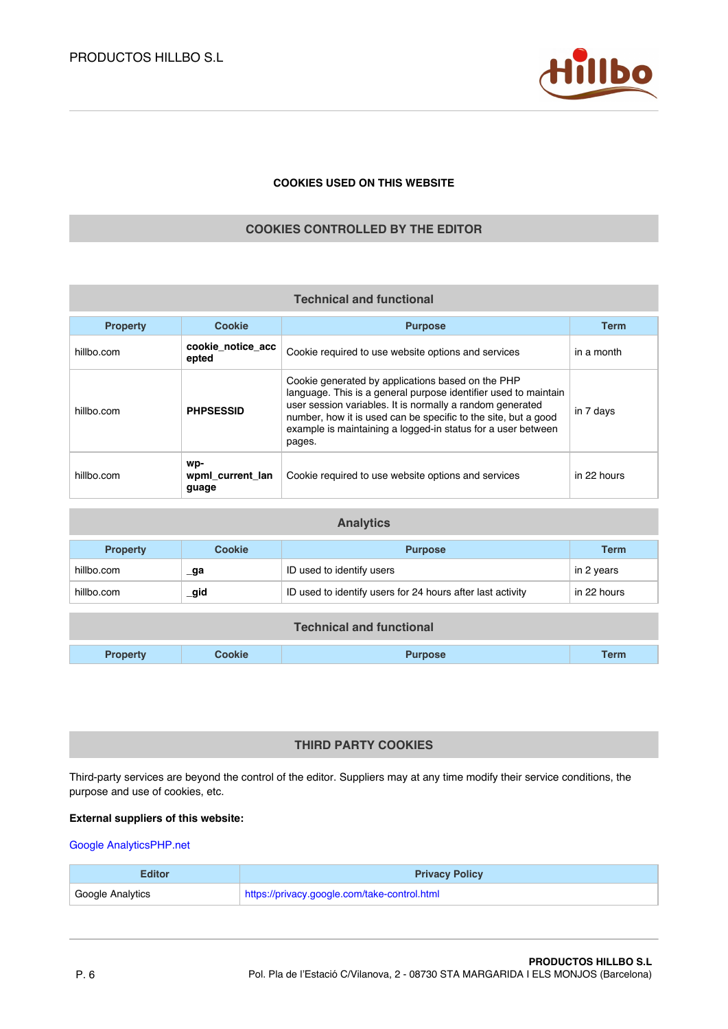### COOKIES USED ON THIS WEBSITE

## COOKIES CONTROLLED BY THE EDITOR

**Technical and functional**

| Property | Cookie | Purpose | Term |
|---|---|---|---|
| hillbo.com | **cookie_notice_accepted** | Cookie required to use website options and services | in a month |
| hillbo.com | **PHPSESSID** | Cookie generated by applications based on the PHP language. This is a general purpose identifier used to maintain user session variables. It is normally a random generated number, how it is used can be specific to the site, but a good example is maintaining a logged-in status for a user between pages. | in 7 days |
| hillbo.com | **wp-wpml_current_language** | Cookie required to use website options and services | in 22 hours |

**Analytics**

| Property | Cookie | Purpose | Term |
|---|---|---|---|
| hillbo.com | **_ga** | ID used to identify users | in 2 years |
| hillbo.com | **_gid** | ID used to identify users for 24 hours after last activity | in 22 hours |

**Technical and functional**

| Property | Cookie | Purpose | Term |
|---|---|---|---|

## THIRD PARTY COOKIES

Third-party services are beyond the control of the editor. Suppliers may at any time modify their service conditions, the purpose and use of cookies, etc.

**External suppliers of this website:**

Google AnalyticsPHP.net

| Editor | Privacy Policy |
|---|---|
| Google Analytics | https://privacy.google.com/take-control.html |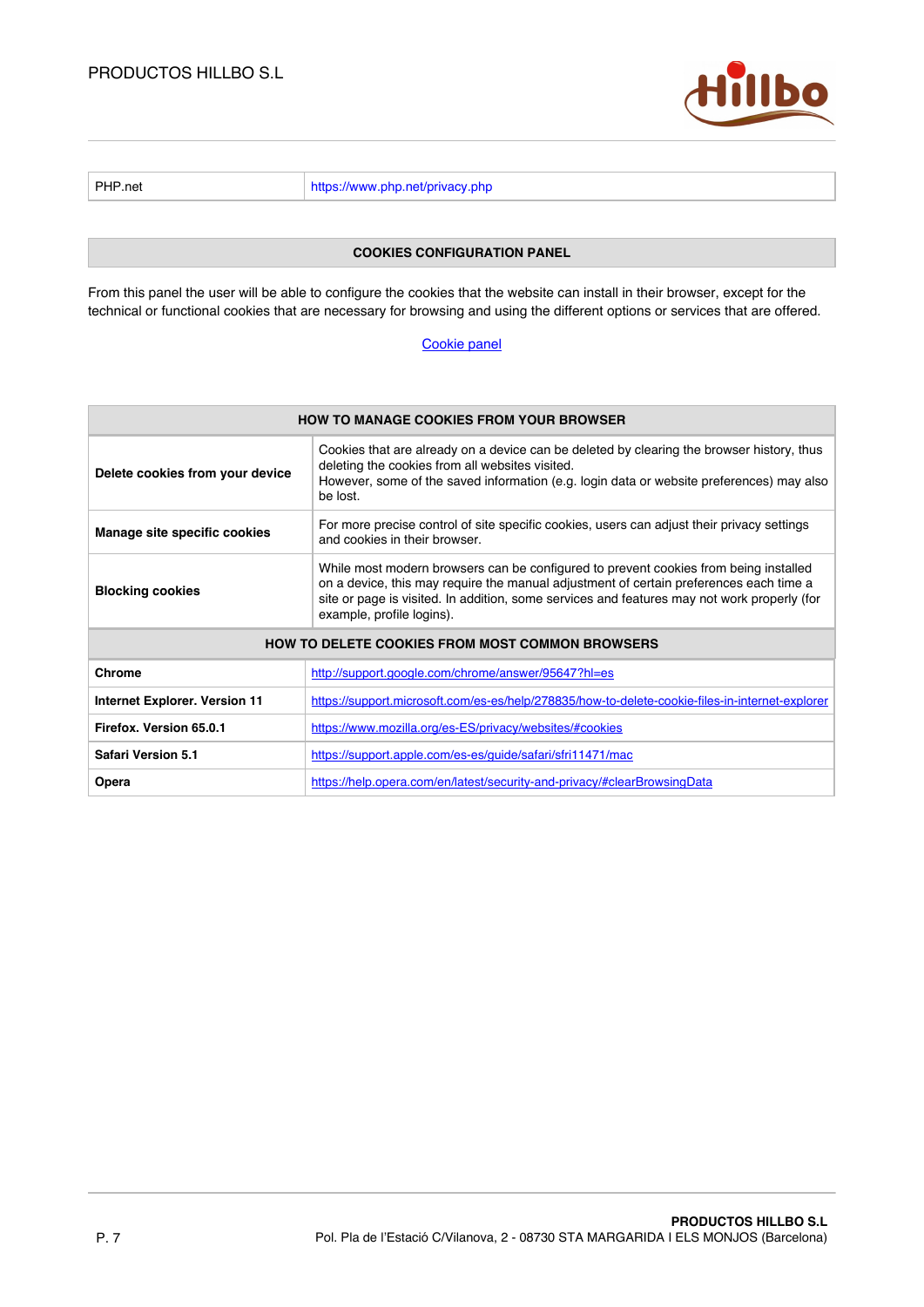| | |
|---|---|
| PHP.net | https://www.php.net/privacy.php |

| COOKIES CONFIGURATION PANEL |
|---|

From this panel the user will be able to configure the cookies that the website can install in their browser, except for the technical or functional cookies that are necessary for browsing and using the different options or services that are offered.

Cookie panel

| HOW TO MANAGE COOKIES FROM YOUR BROWSER | |
|---|---|
| **Delete cookies from your device** | Cookies that are already on a device can be deleted by clearing the browser history, thus deleting the cookies from all websites visited. However, some of the saved information (e.g. login data or website preferences) may also be lost. |
| **Manage site specific cookies** | For more precise control of site specific cookies, users can adjust their privacy settings and cookies in their browser. |
| **Blocking cookies** | While most modern browsers can be configured to prevent cookies from being installed on a device, this may require the manual adjustment of certain preferences each time a site or page is visited. In addition, some services and features may not work properly (for example, profile logins). |
| **HOW TO DELETE COOKIES FROM MOST COMMON BROWSERS** | |
| **Chrome** | http://support.google.com/chrome/answer/95647?hl=es |
| **Internet Explorer. Version 11** | https://support.microsoft.com/es-es/help/278835/how-to-delete-cookie-files-in-internet-explorer |
| **Firefox. Version 65.0.1** | https://www.mozilla.org/es-ES/privacy/websites/#cookies |
| **Safari Version 5.1** | https://support.apple.com/es-es/guide/safari/sfri11471/mac |
| **Opera** | https://help.opera.com/en/latest/security-and-privacy/#clearBrowsingData |